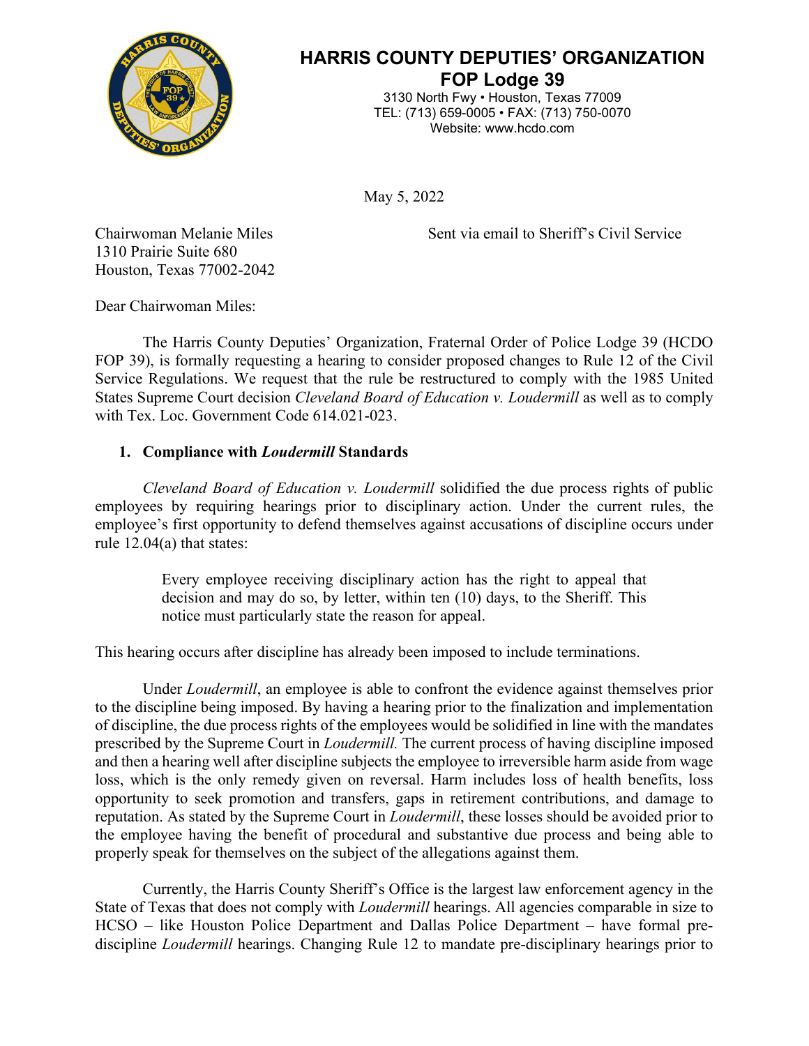# HARRIS COUNTY DEPUTIES' ORGANIZATION
## FOP Lodge 39

3130 North Fwy • Houston, Texas 77009
TEL: (713) 659-0005 • FAX: (713) 750-0070
Website: www.hcdo.com

May 5, 2022

Chairwoman Melanie Miles
1310 Prairie Suite 680
Houston, Texas 77002-2042

Sent via email to Sheriff's Civil Service

Dear Chairwoman Miles:

The Harris County Deputies' Organization, Fraternal Order of Police Lodge 39 (HCDO FOP 39), is formally requesting a hearing to consider proposed changes to Rule 12 of the Civil Service Regulations. We request that the rule be restructured to comply with the 1985 United States Supreme Court decision *Cleveland Board of Education v. Loudermill* as well as to comply with Tex. Loc. Government Code 614.021-023.

1. **Compliance with *Loudermill* Standards**

*Cleveland Board of Education v. Loudermill* solidified the due process rights of public employees by requiring hearings prior to disciplinary action. Under the current rules, the employee's first opportunity to defend themselves against accusations of discipline occurs under rule 12.04(a) that states:

> Every employee receiving disciplinary action has the right to appeal that decision and may do so, by letter, within ten (10) days, to the Sheriff. This notice must particularly state the reason for appeal.

This hearing occurs after discipline has already been imposed to include terminations.

Under *Loudermill*, an employee is able to confront the evidence against themselves prior to the discipline being imposed. By having a hearing prior to the finalization and implementation of discipline, the due process rights of the employees would be solidified in line with the mandates prescribed by the Supreme Court in *Loudermill.* The current process of having discipline imposed and then a hearing well after discipline subjects the employee to irreversible harm aside from wage loss, which is the only remedy given on reversal. Harm includes loss of health benefits, loss opportunity to seek promotion and transfers, gaps in retirement contributions, and damage to reputation. As stated by the Supreme Court in *Loudermill*, these losses should be avoided prior to the employee having the benefit of procedural and substantive due process and being able to properly speak for themselves on the subject of the allegations against them.

Currently, the Harris County Sheriff's Office is the largest law enforcement agency in the State of Texas that does not comply with *Loudermill* hearings. All agencies comparable in size to HCSO – like Houston Police Department and Dallas Police Department – have formal pre-discipline *Loudermill* hearings. Changing Rule 12 to mandate pre-disciplinary hearings prior to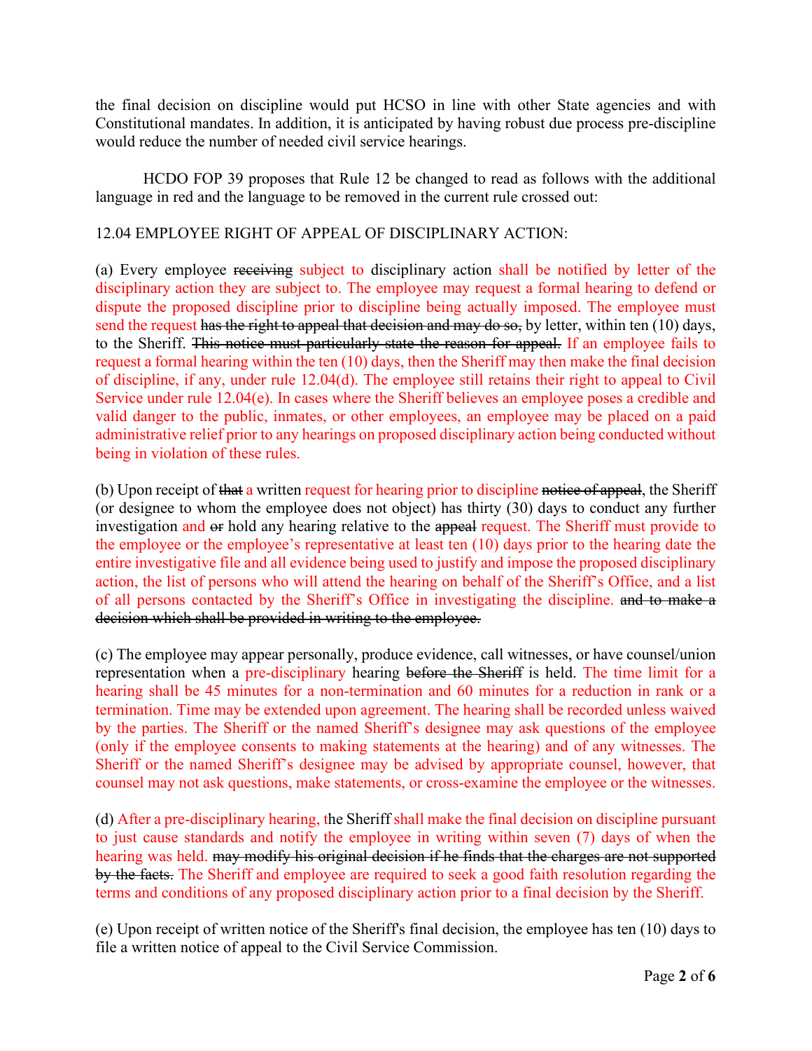the final decision on discipline would put HCSO in line with other State agencies and with Constitutional mandates. In addition, it is anticipated by having robust due process pre-discipline would reduce the number of needed civil service hearings.

HCDO FOP 39 proposes that Rule 12 be changed to read as follows with the additional language in red and the language to be removed in the current rule crossed out:

12.04 EMPLOYEE RIGHT OF APPEAL OF DISCIPLINARY ACTION:

(a) Every employee ~~receiving~~ subject to disciplinary action shall be notified by letter of the disciplinary action they are subject to. The employee may request a formal hearing to defend or dispute the proposed discipline prior to discipline being actually imposed. The employee must send the request ~~has the right to appeal that decision and may do so,~~ by letter, within ten (10) days, to the Sheriff. ~~This notice must particularly state the reason for appeal.~~ If an employee fails to request a formal hearing within the ten (10) days, then the Sheriff may then make the final decision of discipline, if any, under rule 12.04(d). The employee still retains their right to appeal to Civil Service under rule 12.04(e). In cases where the Sheriff believes an employee poses a credible and valid danger to the public, inmates, or other employees, an employee may be placed on a paid administrative relief prior to any hearings on proposed disciplinary action being conducted without being in violation of these rules.

(b) Upon receipt of ~~that~~ a written request for hearing prior to discipline ~~notice of appeal~~, the Sheriff (or designee to whom the employee does not object) has thirty (30) days to conduct any further investigation and ~~or~~ hold any hearing relative to the ~~appeal~~ request. The Sheriff must provide to the employee or the employee's representative at least ten (10) days prior to the hearing date the entire investigative file and all evidence being used to justify and impose the proposed disciplinary action, the list of persons who will attend the hearing on behalf of the Sheriff's Office, and a list of all persons contacted by the Sheriff's Office in investigating the discipline. ~~and to make a decision which shall be provided in writing to the employee.~~

(c) The employee may appear personally, produce evidence, call witnesses, or have counsel/union representation when a pre-disciplinary hearing ~~before the Sheriff~~ is held. The time limit for a hearing shall be 45 minutes for a non-termination and 60 minutes for a reduction in rank or a termination. Time may be extended upon agreement. The hearing shall be recorded unless waived by the parties. The Sheriff or the named Sheriff's designee may ask questions of the employee (only if the employee consents to making statements at the hearing) and of any witnesses. The Sheriff or the named Sheriff's designee may be advised by appropriate counsel, however, that counsel may not ask questions, make statements, or cross-examine the employee or the witnesses.

(d) After a pre-disciplinary hearing, the Sheriff shall make the final decision on discipline pursuant to just cause standards and notify the employee in writing within seven (7) days of when the hearing was held. ~~may modify his original decision if he finds that the charges are not supported by the facts.~~ The Sheriff and employee are required to seek a good faith resolution regarding the terms and conditions of any proposed disciplinary action prior to a final decision by the Sheriff.

(e) Upon receipt of written notice of the Sheriff's final decision, the employee has ten (10) days to file a written notice of appeal to the Civil Service Commission.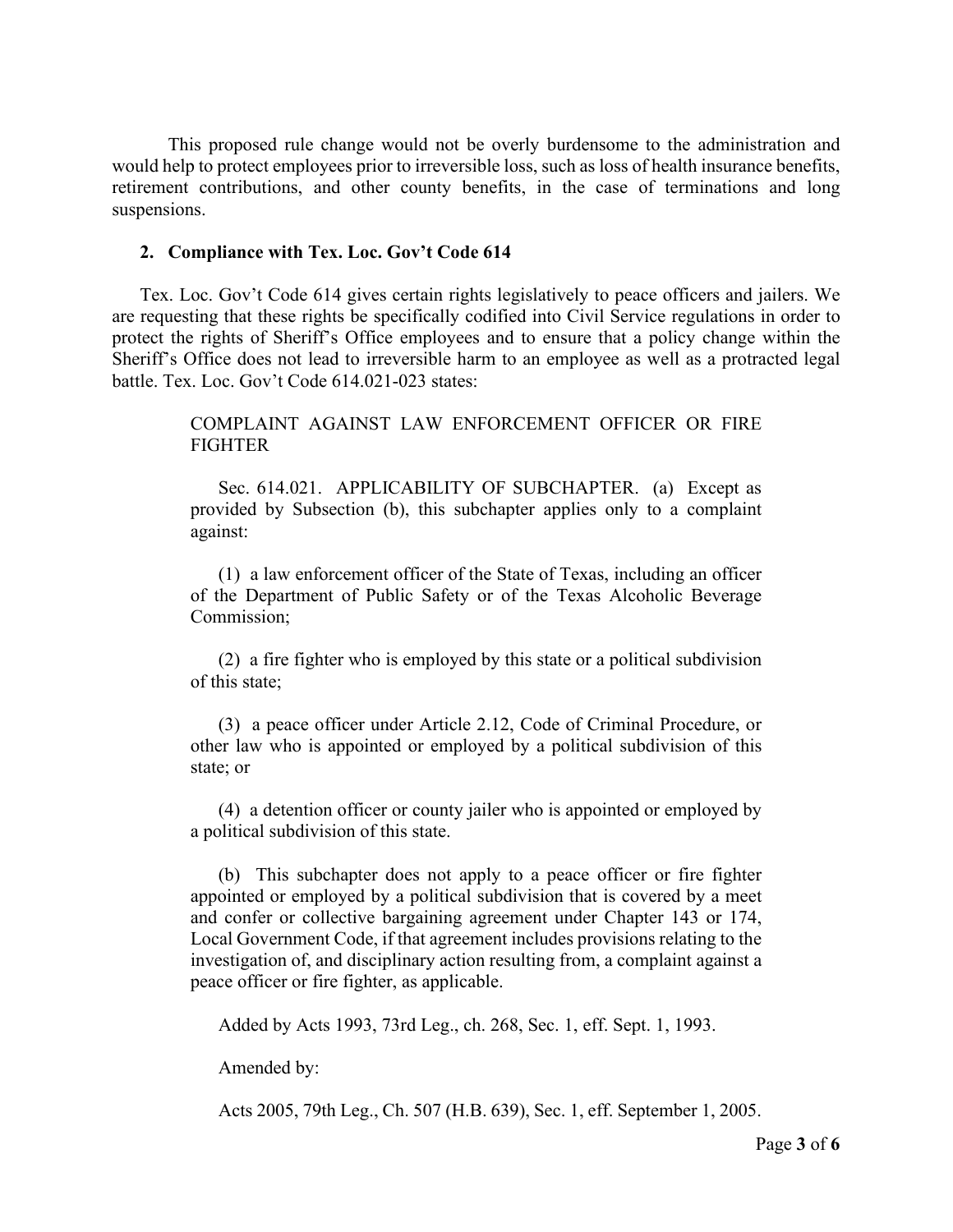This proposed rule change would not be overly burdensome to the administration and would help to protect employees prior to irreversible loss, such as loss of health insurance benefits, retirement contributions, and other county benefits, in the case of terminations and long suspensions.

**2. Compliance with Tex. Loc. Gov't Code 614**

Tex. Loc. Gov't Code 614 gives certain rights legislatively to peace officers and jailers. We are requesting that these rights be specifically codified into Civil Service regulations in order to protect the rights of Sheriff's Office employees and to ensure that a policy change within the Sheriff's Office does not lead to irreversible harm to an employee as well as a protracted legal battle. Tex. Loc. Gov't Code 614.021-023 states:

> COMPLAINT AGAINST LAW ENFORCEMENT OFFICER OR FIRE FIGHTER
>
> Sec. 614.021. APPLICABILITY OF SUBCHAPTER. (a) Except as provided by Subsection (b), this subchapter applies only to a complaint against:
>
> (1) a law enforcement officer of the State of Texas, including an officer of the Department of Public Safety or of the Texas Alcoholic Beverage Commission;
>
> (2) a fire fighter who is employed by this state or a political subdivision of this state;
>
> (3) a peace officer under Article 2.12, Code of Criminal Procedure, or other law who is appointed or employed by a political subdivision of this state; or
>
> (4) a detention officer or county jailer who is appointed or employed by a political subdivision of this state.
>
> (b) This subchapter does not apply to a peace officer or fire fighter appointed or employed by a political subdivision that is covered by a meet and confer or collective bargaining agreement under Chapter 143 or 174, Local Government Code, if that agreement includes provisions relating to the investigation of, and disciplinary action resulting from, a complaint against a peace officer or fire fighter, as applicable.
>
> Added by Acts 1993, 73rd Leg., ch. 268, Sec. 1, eff. Sept. 1, 1993.
>
> Amended by:
>
> Acts 2005, 79th Leg., Ch. 507 (H.B. 639), Sec. 1, eff. September 1, 2005.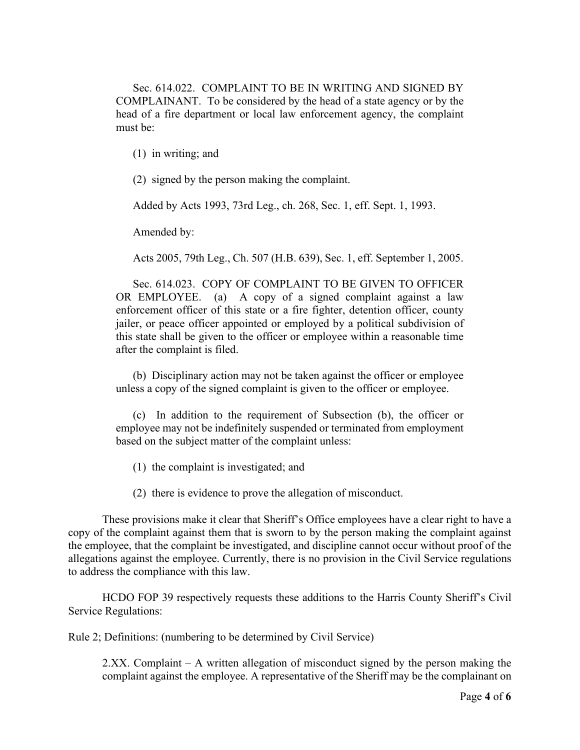Sec. 614.022. COMPLAINT TO BE IN WRITING AND SIGNED BY COMPLAINANT. To be considered by the head of a state agency or by the head of a fire department or local law enforcement agency, the complaint must be:

(1) in writing; and

(2) signed by the person making the complaint.

Added by Acts 1993, 73rd Leg., ch. 268, Sec. 1, eff. Sept. 1, 1993.

Amended by:

Acts 2005, 79th Leg., Ch. 507 (H.B. 639), Sec. 1, eff. September 1, 2005.

Sec. 614.023. COPY OF COMPLAINT TO BE GIVEN TO OFFICER OR EMPLOYEE. (a) A copy of a signed complaint against a law enforcement officer of this state or a fire fighter, detention officer, county jailer, or peace officer appointed or employed by a political subdivision of this state shall be given to the officer or employee within a reasonable time after the complaint is filed.

(b) Disciplinary action may not be taken against the officer or employee unless a copy of the signed complaint is given to the officer or employee.

(c) In addition to the requirement of Subsection (b), the officer or employee may not be indefinitely suspended or terminated from employment based on the subject matter of the complaint unless:

(1) the complaint is investigated; and

(2) there is evidence to prove the allegation of misconduct.

These provisions make it clear that Sheriff's Office employees have a clear right to have a copy of the complaint against them that is sworn to by the person making the complaint against the employee, that the complaint be investigated, and discipline cannot occur without proof of the allegations against the employee. Currently, there is no provision in the Civil Service regulations to address the compliance with this law.

HCDO FOP 39 respectively requests these additions to the Harris County Sheriff's Civil Service Regulations:

Rule 2; Definitions: (numbering to be determined by Civil Service)

2.XX. Complaint – A written allegation of misconduct signed by the person making the complaint against the employee. A representative of the Sheriff may be the complainant on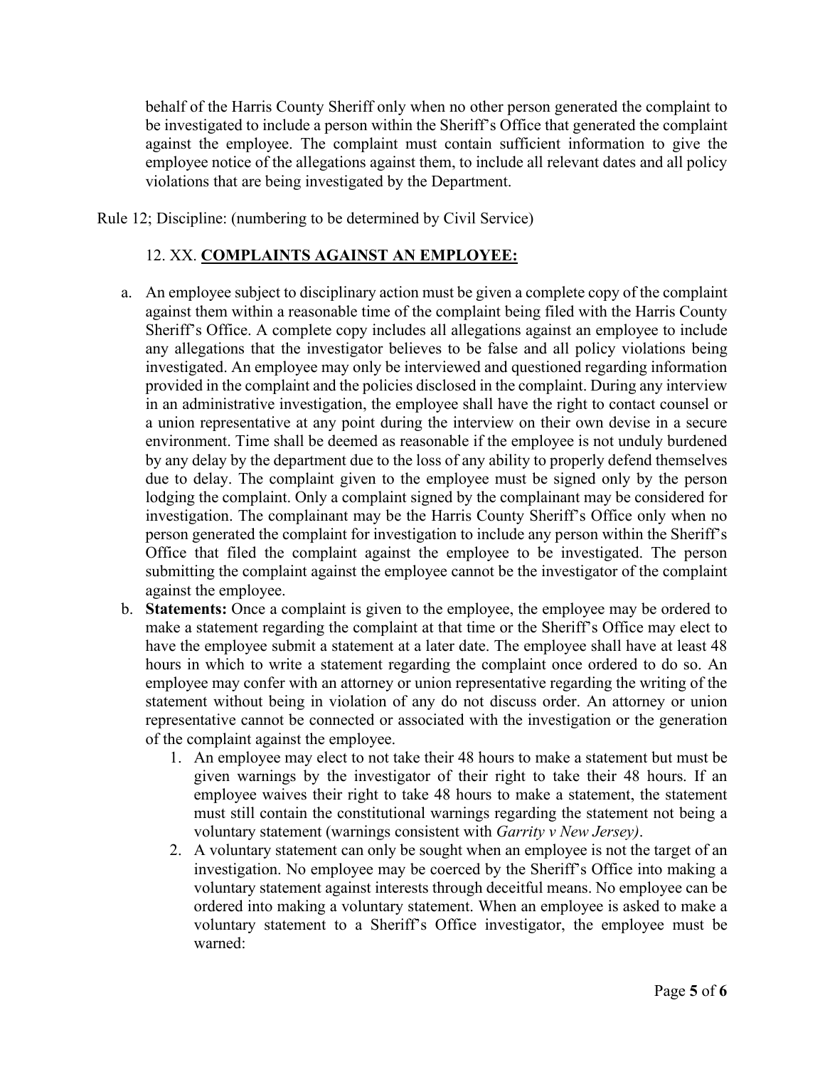behalf of the Harris County Sheriff only when no other person generated the complaint to be investigated to include a person within the Sheriff's Office that generated the complaint against the employee. The complaint must contain sufficient information to give the employee notice of the allegations against them, to include all relevant dates and all policy violations that are being investigated by the Department.

Rule 12; Discipline: (numbering to be determined by Civil Service)

12. XX. **COMPLAINTS AGAINST AN EMPLOYEE:**

a. An employee subject to disciplinary action must be given a complete copy of the complaint against them within a reasonable time of the complaint being filed with the Harris County Sheriff's Office. A complete copy includes all allegations against an employee to include any allegations that the investigator believes to be false and all policy violations being investigated. An employee may only be interviewed and questioned regarding information provided in the complaint and the policies disclosed in the complaint. During any interview in an administrative investigation, the employee shall have the right to contact counsel or a union representative at any point during the interview on their own devise in a secure environment. Time shall be deemed as reasonable if the employee is not unduly burdened by any delay by the department due to the loss of any ability to properly defend themselves due to delay. The complaint given to the employee must be signed only by the person lodging the complaint. Only a complaint signed by the complainant may be considered for investigation. The complainant may be the Harris County Sheriff's Office only when no person generated the complaint for investigation to include any person within the Sheriff's Office that filed the complaint against the employee to be investigated. The person submitting the complaint against the employee cannot be the investigator of the complaint against the employee.

b. **Statements:** Once a complaint is given to the employee, the employee may be ordered to make a statement regarding the complaint at that time or the Sheriff's Office may elect to have the employee submit a statement at a later date. The employee shall have at least 48 hours in which to write a statement regarding the complaint once ordered to do so. An employee may confer with an attorney or union representative regarding the writing of the statement without being in violation of any do not discuss order. An attorney or union representative cannot be connected or associated with the investigation or the generation of the complaint against the employee.

    1. An employee may elect to not take their 48 hours to make a statement but must be given warnings by the investigator of their right to take their 48 hours. If an employee waives their right to take 48 hours to make a statement, the statement must still contain the constitutional warnings regarding the statement not being a voluntary statement (warnings consistent with *Garrity v New Jersey)*.
    2. A voluntary statement can only be sought when an employee is not the target of an investigation. No employee may be coerced by the Sheriff's Office into making a voluntary statement against interests through deceitful means. No employee can be ordered into making a voluntary statement. When an employee is asked to make a voluntary statement to a Sheriff's Office investigator, the employee must be warned: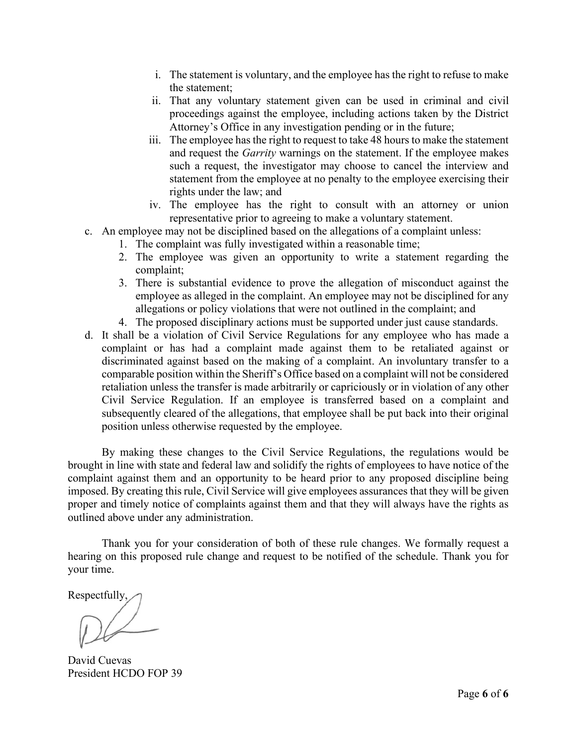i. The statement is voluntary, and the employee has the right to refuse to make the statement;

ii. That any voluntary statement given can be used in criminal and civil proceedings against the employee, including actions taken by the District Attorney's Office in any investigation pending or in the future;

iii. The employee has the right to request to take 48 hours to make the statement and request the *Garrity* warnings on the statement. If the employee makes such a request, the investigator may choose to cancel the interview and statement from the employee at no penalty to the employee exercising their rights under the law; and

iv. The employee has the right to consult with an attorney or union representative prior to agreeing to make a voluntary statement.

c. An employee may not be disciplined based on the allegations of a complaint unless:
   1. The complaint was fully investigated within a reasonable time;
   2. The employee was given an opportunity to write a statement regarding the complaint;
   3. There is substantial evidence to prove the allegation of misconduct against the employee as alleged in the complaint. An employee may not be disciplined for any allegations or policy violations that were not outlined in the complaint; and
   4. The proposed disciplinary actions must be supported under just cause standards.

d. It shall be a violation of Civil Service Regulations for any employee who has made a complaint or has had a complaint made against them to be retaliated against or discriminated against based on the making of a complaint. An involuntary transfer to a comparable position within the Sheriff's Office based on a complaint will not be considered retaliation unless the transfer is made arbitrarily or capriciously or in violation of any other Civil Service Regulation. If an employee is transferred based on a complaint and subsequently cleared of the allegations, that employee shall be put back into their original position unless otherwise requested by the employee.

By making these changes to the Civil Service Regulations, the regulations would be brought in line with state and federal law and solidify the rights of employees to have notice of the complaint against them and an opportunity to be heard prior to any proposed discipline being imposed. By creating this rule, Civil Service will give employees assurances that they will be given proper and timely notice of complaints against them and that they will always have the rights as outlined above under any administration.

Thank you for your consideration of both of these rule changes. We formally request a hearing on this proposed rule change and request to be notified of the schedule. Thank you for your time.

Respectfully,

David Cuevas
President HCDO FOP 39